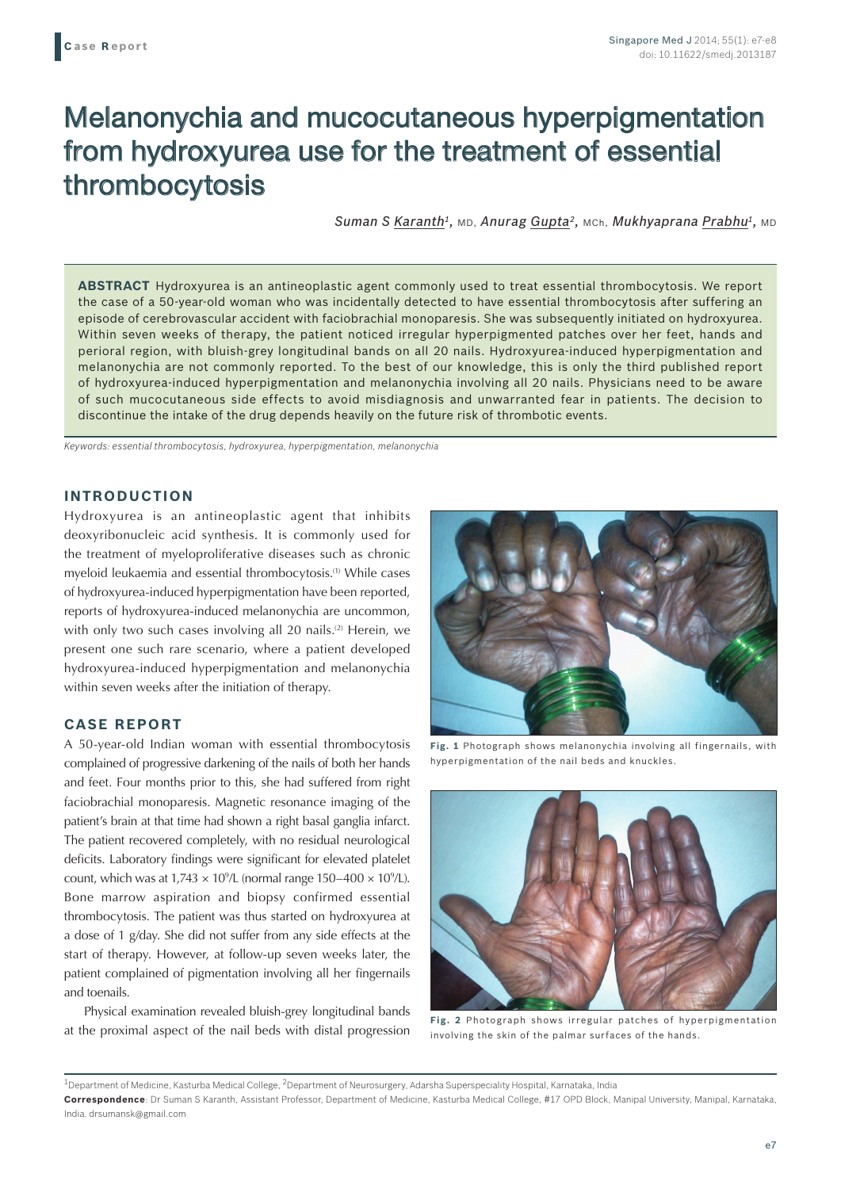Case Report

# Melanonychia and mucocutaneous hyperpigmentation from hydroxyurea use for the treatment of essential thrombocytosis

*Suman S Karanth*[1], MD, *Anurag Gupta*[2], MCh, *Mukhyaprana Prabhu*[1], MD

**ABSTRACT** Hydroxyurea is an antineoplastic agent commonly used to treat essential thrombocytosis. We report the case of a 50-year-old woman who was incidentally detected to have essential thrombocytosis after suffering an episode of cerebrovascular accident with faciobrachial monoparesis. She was subsequently initiated on hydroxyurea. Within seven weeks of therapy, the patient noticed irregular hyperpigmented patches over her feet, hands and perioral region, with bluish-grey longitudinal bands on all 20 nails. Hydroxyurea-induced hyperpigmentation and melanonychia are not commonly reported. To the best of our knowledge, this is only the third published report of hydroxyurea-induced hyperpigmentation and melanonychia involving all 20 nails. Physicians need to be aware of such mucocutaneous side effects to avoid misdiagnosis and unwarranted fear in patients. The decision to discontinue the intake of the drug depends heavily on the future risk of thrombotic events.

*Keywords: essential thrombocytosis, hydroxyurea, hyperpigmentation, melanonychia*

## INTRODUCTION

Hydroxyurea is an antineoplastic agent that inhibits deoxyribonucleic acid synthesis. It is commonly used for the treatment of myeloproliferative diseases such as chronic myeloid leukaemia and essential thrombocytosis.[1] While cases of hydroxyurea-induced hyperpigmentation have been reported, reports of hydroxyurea-induced melanonychia are uncommon, with only two such cases involving all 20 nails.[2] Herein, we present one such rare scenario, where a patient developed hydroxyurea-induced hyperpigmentation and melanonychia within seven weeks after the initiation of therapy.

## CASE REPORT

A 50-year-old Indian woman with essential thrombocytosis complained of progressive darkening of the nails of both her hands and feet. Four months prior to this, she had suffered from right faciobrachial monoparesis. Magnetic resonance imaging of the patient's brain at that time had shown a right basal ganglia infarct. The patient recovered completely, with no residual neurological deficits. Laboratory findings were significant for elevated platelet count, which was at $1{,}743 \times 10^9$/L (normal range $150–400 \times 10^9$/L). Bone marrow aspiration and biopsy confirmed essential thrombocytosis. The patient was thus started on hydroxyurea at a dose of 1 g/day. She did not suffer from any side effects at the start of therapy. However, at follow-up seven weeks later, the patient complained of pigmentation involving all her fingernails and toenails.

Physical examination revealed bluish-grey longitudinal bands at the proximal aspect of the nail beds with distal progression

**Fig. 1** Photograph shows melanonychia involving all fingernails, with hyperpigmentation of the nail beds and knuckles.

**Fig. 2** Photograph shows irregular patches of hyperpigmentation involving the skin of the palmar surfaces of the hands.

[1]Department of Medicine, Kasturba Medical College, [2]Department of Neurosurgery, Adarsha Superspeciality Hospital, Karnataka, India

**Correspondence**: Dr Suman S Karanth, Assistant Professor, Department of Medicine, Kasturba Medical College, #17 OPD Block, Manipal University, Manipal, Karnataka, India. drsumansk@gmail.com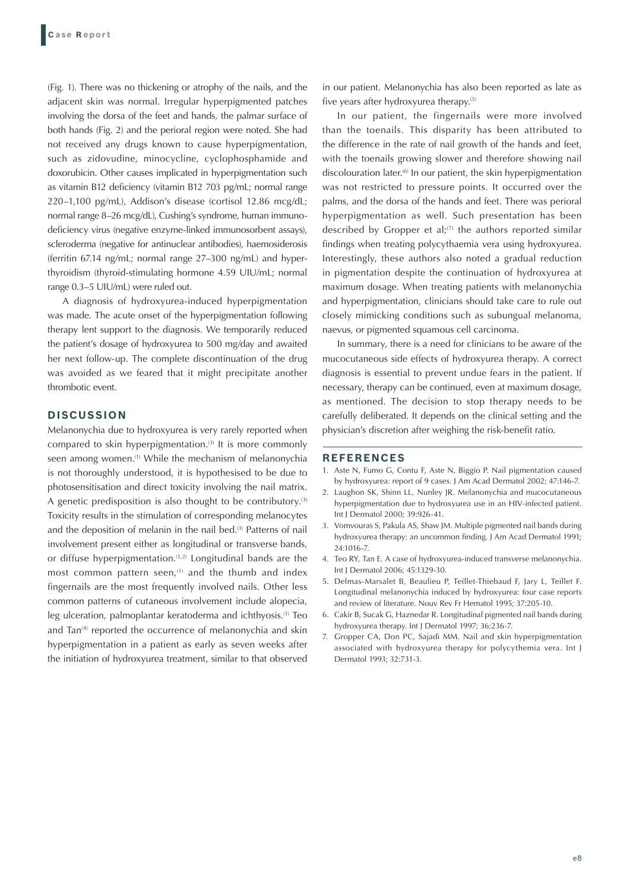(Fig. 1). There was no thickening or atrophy of the nails, and the adjacent skin was normal. Irregular hyperpigmented patches involving the dorsa of the feet and hands, the palmar surface of both hands (Fig. 2) and the perioral region were noted. She had not received any drugs known to cause hyperpigmentation, such as zidovudine, minocycline, cyclophosphamide and doxorubicin. Other causes implicated in hyperpigmentation such as vitamin B12 deficiency (vitamin B12 703 pg/mL; normal range 220–1,100 pg/mL), Addison's disease (cortisol 12.86 mcg/dL; normal range 8–26 mcg/dL), Cushing's syndrome, human immunodeficiency virus (negative enzyme-linked immunosorbent assays), scleroderma (negative for antinuclear antibodies), haemosiderosis (ferritin 67.14 ng/mL; normal range 27–300 ng/mL) and hyperthyroidism (thyroid-stimulating hormone 4.59 UIU/mL; normal range 0.3–5 UIU/mL) were ruled out.

A diagnosis of hydroxyurea-induced hyperpigmentation was made. The acute onset of the hyperpigmentation following therapy lent support to the diagnosis. We temporarily reduced the patient's dosage of hydroxyurea to 500 mg/day and awaited her next follow-up. The complete discontinuation of the drug was avoided as we feared that it might precipitate another thrombotic event.

## DISCUSSION

Melanonychia due to hydroxyurea is very rarely reported when compared to skin hyperpigmentation.[3] It is more commonly seen among women.[1] While the mechanism of melanonychia is not thoroughly understood, it is hypothesised to be due to photosensitisation and direct toxicity involving the nail matrix. A genetic predisposition is also thought to be contributory.[3] Toxicity results in the stimulation of corresponding melanocytes and the deposition of melanin in the nail bed.[3] Patterns of nail involvement present either as longitudinal or transverse bands, or diffuse hyperpigmentation.[1,2] Longitudinal bands are the most common pattern seen,[1] and the thumb and index fingernails are the most frequently involved nails. Other less common patterns of cutaneous involvement include alopecia, leg ulceration, palmoplantar keratoderma and ichthyosis.[1] Teo and Tan[4] reported the occurrence of melanonychia and skin hyperpigmentation in a patient as early as seven weeks after the initiation of hydroxyurea treatment, similar to that observed in our patient. Melanonychia has also been reported as late as five years after hydroxyurea therapy.[5]

In our patient, the fingernails were more involved than the toenails. This disparity has been attributed to the difference in the rate of nail growth of the hands and feet, with the toenails growing slower and therefore showing nail discolouration later.[6] In our patient, the skin hyperpigmentation was not restricted to pressure points. It occurred over the palms, and the dorsa of the hands and feet. There was perioral hyperpigmentation as well. Such presentation has been described by Gropper et al;[7] the authors reported similar findings when treating polycythaemia vera using hydroxyurea. Interestingly, these authors also noted a gradual reduction in pigmentation despite the continuation of hydroxyurea at maximum dosage. When treating patients with melanonychia and hyperpigmentation, clinicians should take care to rule out closely mimicking conditions such as subungual melanoma, naevus, or pigmented squamous cell carcinoma.

In summary, there is a need for clinicians to be aware of the mucocutaneous side effects of hydroxyurea therapy. A correct diagnosis is essential to prevent undue fears in the patient. If necessary, therapy can be continued, even at maximum dosage, as mentioned. The decision to stop therapy needs to be carefully deliberated. It depends on the clinical setting and the physician's discretion after weighing the risk-benefit ratio.

## REFERENCES

1. Aste N, Fumo G, Contu F, Aste N, Biggio P. Nail pigmentation caused by hydroxyurea: report of 9 cases. J Am Acad Dermatol 2002; 47:146-7.
2. Laughon SK, Shinn LL, Nunley JR. Melanonychia and mucocutaneous hyperpigmentation due to hydroxyurea use in an HIV-infected patient. Int J Dermatol 2000; 39:926-41.
3. Vomvouras S, Pakula AS, Shaw JM. Multiple pigmented nail bands during hydroxyurea therapy: an uncommon finding. J Am Acad Dermatol 1991; 24:1016-7.
4. Teo RY, Tan E. A case of hydroxyurea-induced transverse melanonychia. Int J Dermatol 2006; 45:1329-30.
5. Delmas-Marsalet B, Beaulieu P, Teillet-Thiebaud F, Jary L, Teillet F. Longitudinal melanonychia induced by hydroxyurea: four case reports and review of literature. Nouv Rev Fr Hematol 1995; 37:205-10.
6. Cakir B, Sucak G, Haznedar R. Longitudinal pigmented nail bands during hydroxyurea therapy. Int J Dermatol 1997; 36:236-7.
7. Gropper CA, Don PC, Sajadi MM. Nail and skin hyperpigmentation associated with hydroxyurea therapy for polycythemia vera. Int J Dermatol 1993; 32:731-3.